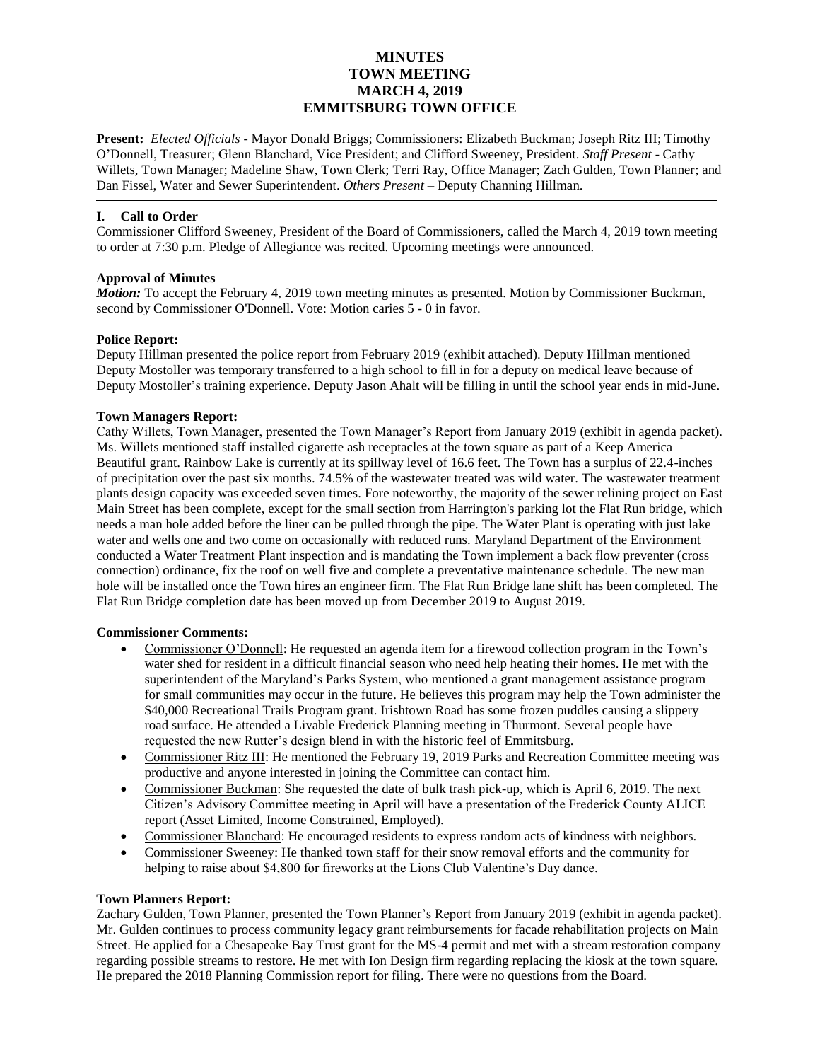# MINUTES
# TOWN MEETING
# MARCH 4, 2019
# EMMITSBURG TOWN OFFICE

**Present:** *Elected Officials* - Mayor Donald Briggs; Commissioners: Elizabeth Buckman; Joseph Ritz III; Timothy O'Donnell, Treasurer; Glenn Blanchard, Vice President; and Clifford Sweeney, President. *Staff Present* - Cathy Willets, Town Manager; Madeline Shaw, Town Clerk; Terri Ray, Office Manager; Zach Gulden, Town Planner; and Dan Fissel, Water and Sewer Superintendent. *Others Present* – Deputy Channing Hillman.

---

## I. Call to Order

Commissioner Clifford Sweeney, President of the Board of Commissioners, called the March 4, 2019 town meeting to order at 7:30 p.m. Pledge of Allegiance was recited. Upcoming meetings were announced.

### Approval of Minutes

***Motion:*** To accept the February 4, 2019 town meeting minutes as presented. Motion by Commissioner Buckman, second by Commissioner O'Donnell. Vote: Motion caries 5 - 0 in favor.

### Police Report:

Deputy Hillman presented the police report from February 2019 (exhibit attached). Deputy Hillman mentioned Deputy Mostoller was temporary transferred to a high school to fill in for a deputy on medical leave because of Deputy Mostoller's training experience. Deputy Jason Ahalt will be filling in until the school year ends in mid-June.

### Town Managers Report:

Cathy Willets, Town Manager, presented the Town Manager's Report from January 2019 (exhibit in agenda packet). Ms. Willets mentioned staff installed cigarette ash receptacles at the town square as part of a Keep America Beautiful grant. Rainbow Lake is currently at its spillway level of 16.6 feet. The Town has a surplus of 22.4-inches of precipitation over the past six months. 74.5% of the wastewater treated was wild water. The wastewater treatment plants design capacity was exceeded seven times. Fore noteworthy, the majority of the sewer relining project on East Main Street has been complete, except for the small section from Harrington's parking lot the Flat Run bridge, which needs a man hole added before the liner can be pulled through the pipe. The Water Plant is operating with just lake water and wells one and two come on occasionally with reduced runs. Maryland Department of the Environment conducted a Water Treatment Plant inspection and is mandating the Town implement a back flow preventer (cross connection) ordinance, fix the roof on well five and complete a preventative maintenance schedule. The new man hole will be installed once the Town hires an engineer firm. The Flat Run Bridge lane shift has been completed. The Flat Run Bridge completion date has been moved up from December 2019 to August 2019.

### Commissioner Comments:

- Commissioner O'Donnell: He requested an agenda item for a firewood collection program in the Town's water shed for resident in a difficult financial season who need help heating their homes. He met with the superintendent of the Maryland's Parks System, who mentioned a grant management assistance program for small communities may occur in the future. He believes this program may help the Town administer the $40,000 Recreational Trails Program grant. Irishtown Road has some frozen puddles causing a slippery road surface. He attended a Livable Frederick Planning meeting in Thurmont. Several people have requested the new Rutter's design blend in with the historic feel of Emmitsburg.
- Commissioner Ritz III: He mentioned the February 19, 2019 Parks and Recreation Committee meeting was productive and anyone interested in joining the Committee can contact him.
- Commissioner Buckman: She requested the date of bulk trash pick-up, which is April 6, 2019. The next Citizen's Advisory Committee meeting in April will have a presentation of the Frederick County ALICE report (Asset Limited, Income Constrained, Employed).
- Commissioner Blanchard: He encouraged residents to express random acts of kindness with neighbors.
- Commissioner Sweeney: He thanked town staff for their snow removal efforts and the community for helping to raise about $4,800 for fireworks at the Lions Club Valentine's Day dance.

### Town Planners Report:

Zachary Gulden, Town Planner, presented the Town Planner's Report from January 2019 (exhibit in agenda packet). Mr. Gulden continues to process community legacy grant reimbursements for facade rehabilitation projects on Main Street. He applied for a Chesapeake Bay Trust grant for the MS-4 permit and met with a stream restoration company regarding possible streams to restore. He met with Ion Design firm regarding replacing the kiosk at the town square. He prepared the 2018 Planning Commission report for filing. There were no questions from the Board.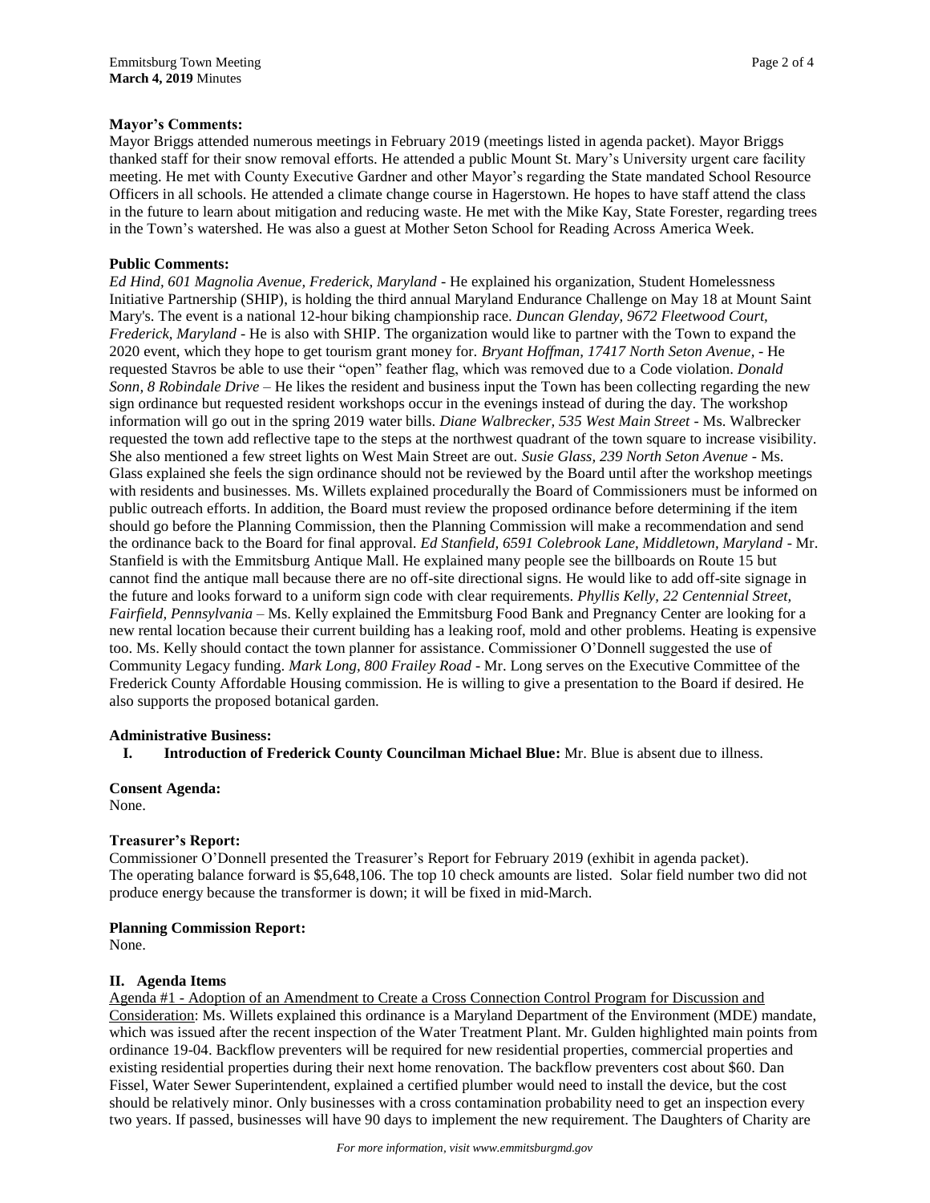**Mayor's Comments:**

Mayor Briggs attended numerous meetings in February 2019 (meetings listed in agenda packet). Mayor Briggs thanked staff for their snow removal efforts. He attended a public Mount St. Mary's University urgent care facility meeting. He met with County Executive Gardner and other Mayor's regarding the State mandated School Resource Officers in all schools. He attended a climate change course in Hagerstown. He hopes to have staff attend the class in the future to learn about mitigation and reducing waste. He met with the Mike Kay, State Forester, regarding trees in the Town's watershed. He was also a guest at Mother Seton School for Reading Across America Week.

**Public Comments:**

*Ed Hind, 601 Magnolia Avenue, Frederick, Maryland* - He explained his organization, Student Homelessness Initiative Partnership (SHIP), is holding the third annual Maryland Endurance Challenge on May 18 at Mount Saint Mary's. The event is a national 12-hour biking championship race. *Duncan Glenday, 9672 Fleetwood Court, Frederick, Maryland* - He is also with SHIP. The organization would like to partner with the Town to expand the 2020 event, which they hope to get tourism grant money for. *Bryant Hoffman, 17417 North Seton Avenue,* - He requested Stavros be able to use their "open" feather flag, which was removed due to a Code violation. *Donald Sonn, 8 Robindale Drive* – He likes the resident and business input the Town has been collecting regarding the new sign ordinance but requested resident workshops occur in the evenings instead of during the day. The workshop information will go out in the spring 2019 water bills. *Diane Walbrecker, 535 West Main Street* - Ms. Walbrecker requested the town add reflective tape to the steps at the northwest quadrant of the town square to increase visibility. She also mentioned a few street lights on West Main Street are out. *Susie Glass, 239 North Seton Avenue* - Ms. Glass explained she feels the sign ordinance should not be reviewed by the Board until after the workshop meetings with residents and businesses. Ms. Willets explained procedurally the Board of Commissioners must be informed on public outreach efforts. In addition, the Board must review the proposed ordinance before determining if the item should go before the Planning Commission, then the Planning Commission will make a recommendation and send the ordinance back to the Board for final approval. *Ed Stanfield, 6591 Colebrook Lane, Middletown, Maryland* - Mr. Stanfield is with the Emmitsburg Antique Mall. He explained many people see the billboards on Route 15 but cannot find the antique mall because there are no off-site directional signs. He would like to add off-site signage in the future and looks forward to a uniform sign code with clear requirements. *Phyllis Kelly, 22 Centennial Street, Fairfield, Pennsylvania* – Ms. Kelly explained the Emmitsburg Food Bank and Pregnancy Center are looking for a new rental location because their current building has a leaking roof, mold and other problems. Heating is expensive too. Ms. Kelly should contact the town planner for assistance. Commissioner O'Donnell suggested the use of Community Legacy funding. *Mark Long, 800 Frailey Road* - Mr. Long serves on the Executive Committee of the Frederick County Affordable Housing commission. He is willing to give a presentation to the Board if desired. He also supports the proposed botanical garden.

**Administrative Business:**

**I. Introduction of Frederick County Councilman Michael Blue:** Mr. Blue is absent due to illness.

**Consent Agenda:**

None.

**Treasurer's Report:**

Commissioner O'Donnell presented the Treasurer's Report for February 2019 (exhibit in agenda packet). The operating balance forward is $5,648,106. The top 10 check amounts are listed. Solar field number two did not produce energy because the transformer is down; it will be fixed in mid-March.

**Planning Commission Report:**

None.

**II. Agenda Items**

Agenda #1 - Adoption of an Amendment to Create a Cross Connection Control Program for Discussion and Consideration: Ms. Willets explained this ordinance is a Maryland Department of the Environment (MDE) mandate, which was issued after the recent inspection of the Water Treatment Plant. Mr. Gulden highlighted main points from ordinance 19-04. Backflow preventers will be required for new residential properties, commercial properties and existing residential properties during their next home renovation. The backflow preventers cost about $60. Dan Fissel, Water Sewer Superintendent, explained a certified plumber would need to install the device, but the cost should be relatively minor. Only businesses with a cross contamination probability need to get an inspection every two years. If passed, businesses will have 90 days to implement the new requirement. The Daughters of Charity are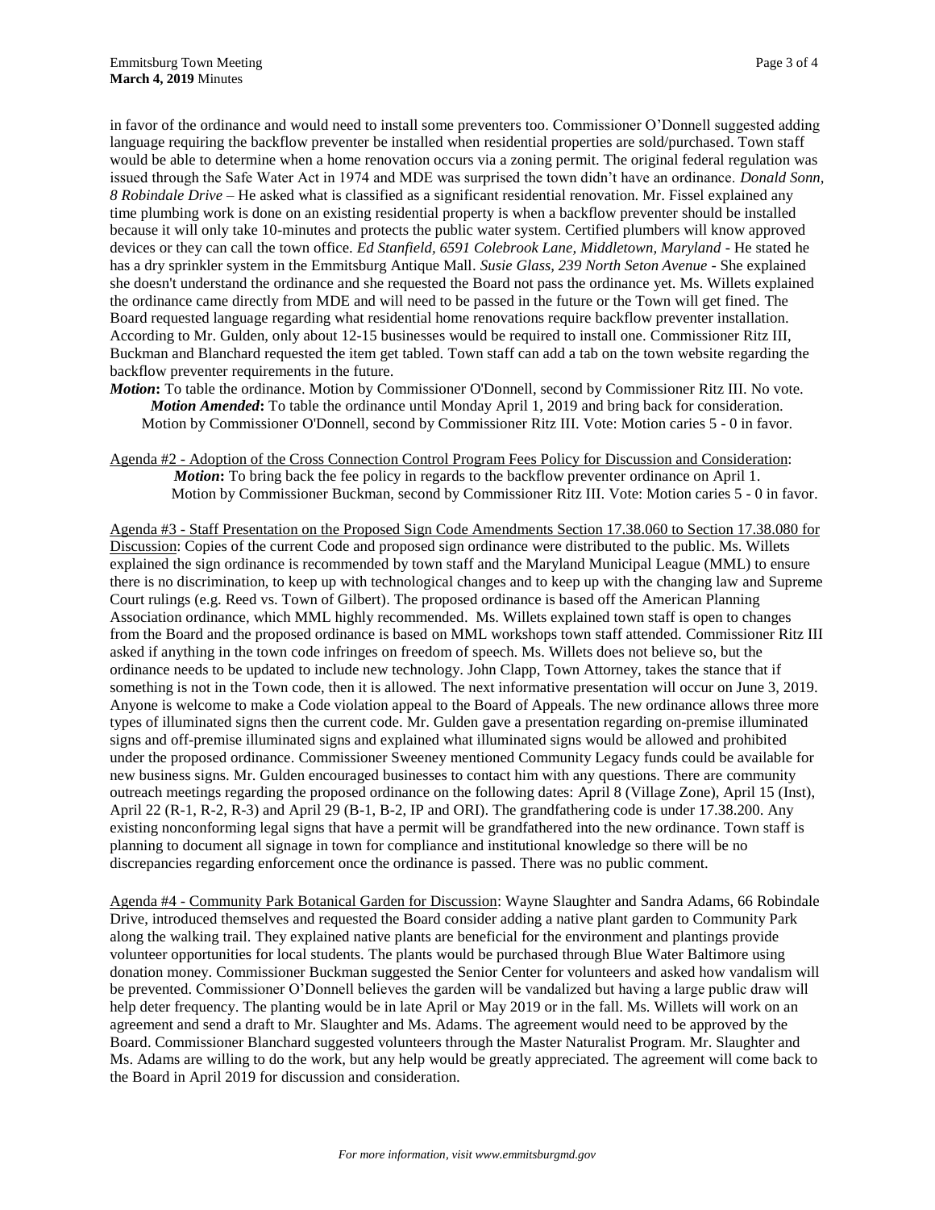in favor of the ordinance and would need to install some preventers too. Commissioner O'Donnell suggested adding language requiring the backflow preventer be installed when residential properties are sold/purchased. Town staff would be able to determine when a home renovation occurs via a zoning permit. The original federal regulation was issued through the Safe Water Act in 1974 and MDE was surprised the town didn't have an ordinance. *Donald Sonn, 8 Robindale Drive* – He asked what is classified as a significant residential renovation. Mr. Fissel explained any time plumbing work is done on an existing residential property is when a backflow preventer should be installed because it will only take 10-minutes and protects the public water system. Certified plumbers will know approved devices or they can call the town office. *Ed Stanfield, 6591 Colebrook Lane, Middletown, Maryland* - He stated he has a dry sprinkler system in the Emmitsburg Antique Mall. *Susie Glass, 239 North Seton Avenue* - She explained she doesn't understand the ordinance and she requested the Board not pass the ordinance yet. Ms. Willets explained the ordinance came directly from MDE and will need to be passed in the future or the Town will get fined. The Board requested language regarding what residential home renovations require backflow preventer installation. According to Mr. Gulden, only about 12-15 businesses would be required to install one. Commissioner Ritz III, Buckman and Blanchard requested the item get tabled. Town staff can add a tab on the town website regarding the backflow preventer requirements in the future.

***Motion*:** To table the ordinance. Motion by Commissioner O'Donnell, second by Commissioner Ritz III. No vote.

***Motion Amended*:** To table the ordinance until Monday April 1, 2019 and bring back for consideration. Motion by Commissioner O'Donnell, second by Commissioner Ritz III. Vote: Motion caries 5 - 0 in favor.

Agenda #2 - Adoption of the Cross Connection Control Program Fees Policy for Discussion and Consideration:

***Motion*:** To bring back the fee policy in regards to the backflow preventer ordinance on April 1. Motion by Commissioner Buckman, second by Commissioner Ritz III. Vote: Motion caries 5 - 0 in favor.

Agenda #3 - Staff Presentation on the Proposed Sign Code Amendments Section 17.38.060 to Section 17.38.080 for Discussion: Copies of the current Code and proposed sign ordinance were distributed to the public. Ms. Willets explained the sign ordinance is recommended by town staff and the Maryland Municipal League (MML) to ensure there is no discrimination, to keep up with technological changes and to keep up with the changing law and Supreme Court rulings (e.g. Reed vs. Town of Gilbert). The proposed ordinance is based off the American Planning Association ordinance, which MML highly recommended. Ms. Willets explained town staff is open to changes from the Board and the proposed ordinance is based on MML workshops town staff attended. Commissioner Ritz III asked if anything in the town code infringes on freedom of speech. Ms. Willets does not believe so, but the ordinance needs to be updated to include new technology. John Clapp, Town Attorney, takes the stance that if something is not in the Town code, then it is allowed. The next informative presentation will occur on June 3, 2019. Anyone is welcome to make a Code violation appeal to the Board of Appeals. The new ordinance allows three more types of illuminated signs then the current code. Mr. Gulden gave a presentation regarding on-premise illuminated signs and off-premise illuminated signs and explained what illuminated signs would be allowed and prohibited under the proposed ordinance. Commissioner Sweeney mentioned Community Legacy funds could be available for new business signs. Mr. Gulden encouraged businesses to contact him with any questions. There are community outreach meetings regarding the proposed ordinance on the following dates: April 8 (Village Zone), April 15 (Inst), April 22 (R-1, R-2, R-3) and April 29 (B-1, B-2, IP and ORI). The grandfathering code is under 17.38.200. Any existing nonconforming legal signs that have a permit will be grandfathered into the new ordinance. Town staff is planning to document all signage in town for compliance and institutional knowledge so there will be no discrepancies regarding enforcement once the ordinance is passed. There was no public comment.

Agenda #4 - Community Park Botanical Garden for Discussion: Wayne Slaughter and Sandra Adams, 66 Robindale Drive, introduced themselves and requested the Board consider adding a native plant garden to Community Park along the walking trail. They explained native plants are beneficial for the environment and plantings provide volunteer opportunities for local students. The plants would be purchased through Blue Water Baltimore using donation money. Commissioner Buckman suggested the Senior Center for volunteers and asked how vandalism will be prevented. Commissioner O'Donnell believes the garden will be vandalized but having a large public draw will help deter frequency. The planting would be in late April or May 2019 or in the fall. Ms. Willets will work on an agreement and send a draft to Mr. Slaughter and Ms. Adams. The agreement would need to be approved by the Board. Commissioner Blanchard suggested volunteers through the Master Naturalist Program. Mr. Slaughter and Ms. Adams are willing to do the work, but any help would be greatly appreciated. The agreement will come back to the Board in April 2019 for discussion and consideration.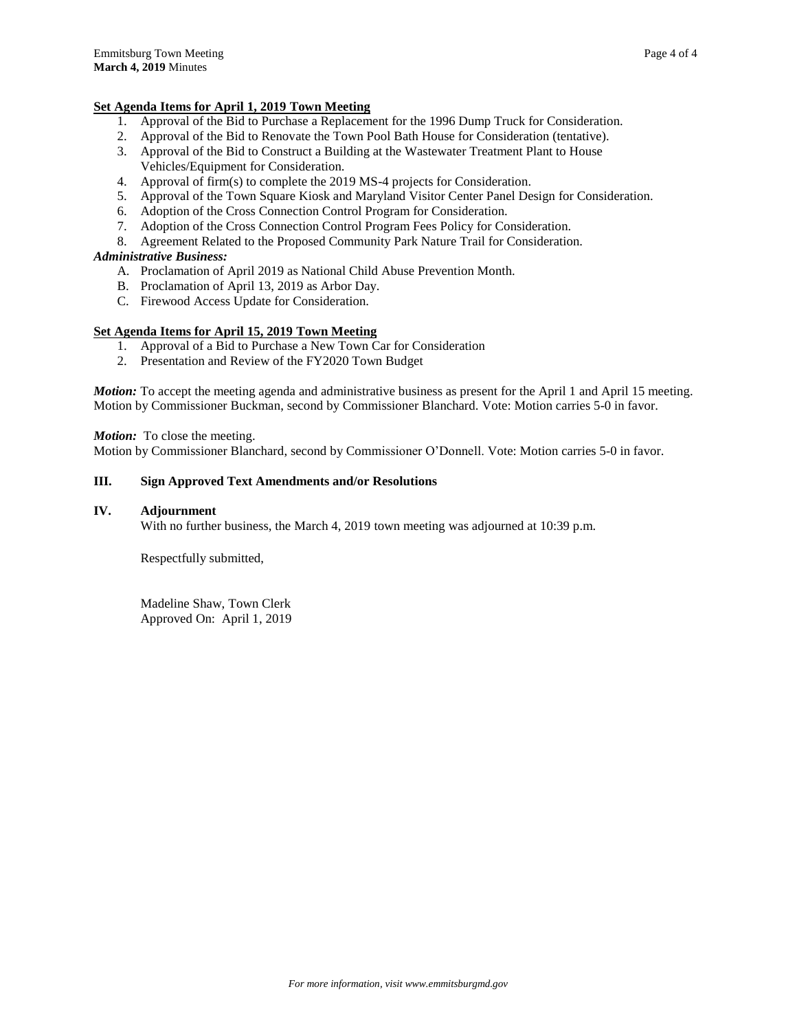**Set Agenda Items for April 1, 2019 Town Meeting**

1. Approval of the Bid to Purchase a Replacement for the 1996 Dump Truck for Consideration.
2. Approval of the Bid to Renovate the Town Pool Bath House for Consideration (tentative).
3. Approval of the Bid to Construct a Building at the Wastewater Treatment Plant to House Vehicles/Equipment for Consideration.
4. Approval of firm(s) to complete the 2019 MS-4 projects for Consideration.
5. Approval of the Town Square Kiosk and Maryland Visitor Center Panel Design for Consideration.
6. Adoption of the Cross Connection Control Program for Consideration.
7. Adoption of the Cross Connection Control Program Fees Policy for Consideration.
8. Agreement Related to the Proposed Community Park Nature Trail for Consideration.

***Administrative Business:***

A. Proclamation of April 2019 as National Child Abuse Prevention Month.
B. Proclamation of April 13, 2019 as Arbor Day.
C. Firewood Access Update for Consideration.

**Set Agenda Items for April 15, 2019 Town Meeting**

1. Approval of a Bid to Purchase a New Town Car for Consideration
2. Presentation and Review of the FY2020 Town Budget

***Motion:*** To accept the meeting agenda and administrative business as present for the April 1 and April 15 meeting. Motion by Commissioner Buckman, second by Commissioner Blanchard. Vote: Motion carries 5-0 in favor.

***Motion:*** To close the meeting.
Motion by Commissioner Blanchard, second by Commissioner O'Donnell. Vote: Motion carries 5-0 in favor.

## III. Sign Approved Text Amendments and/or Resolutions

## IV. Adjournment

With no further business, the March 4, 2019 town meeting was adjourned at 10:39 p.m.

Respectfully submitted,

Madeline Shaw, Town Clerk
Approved On: April 1, 2019